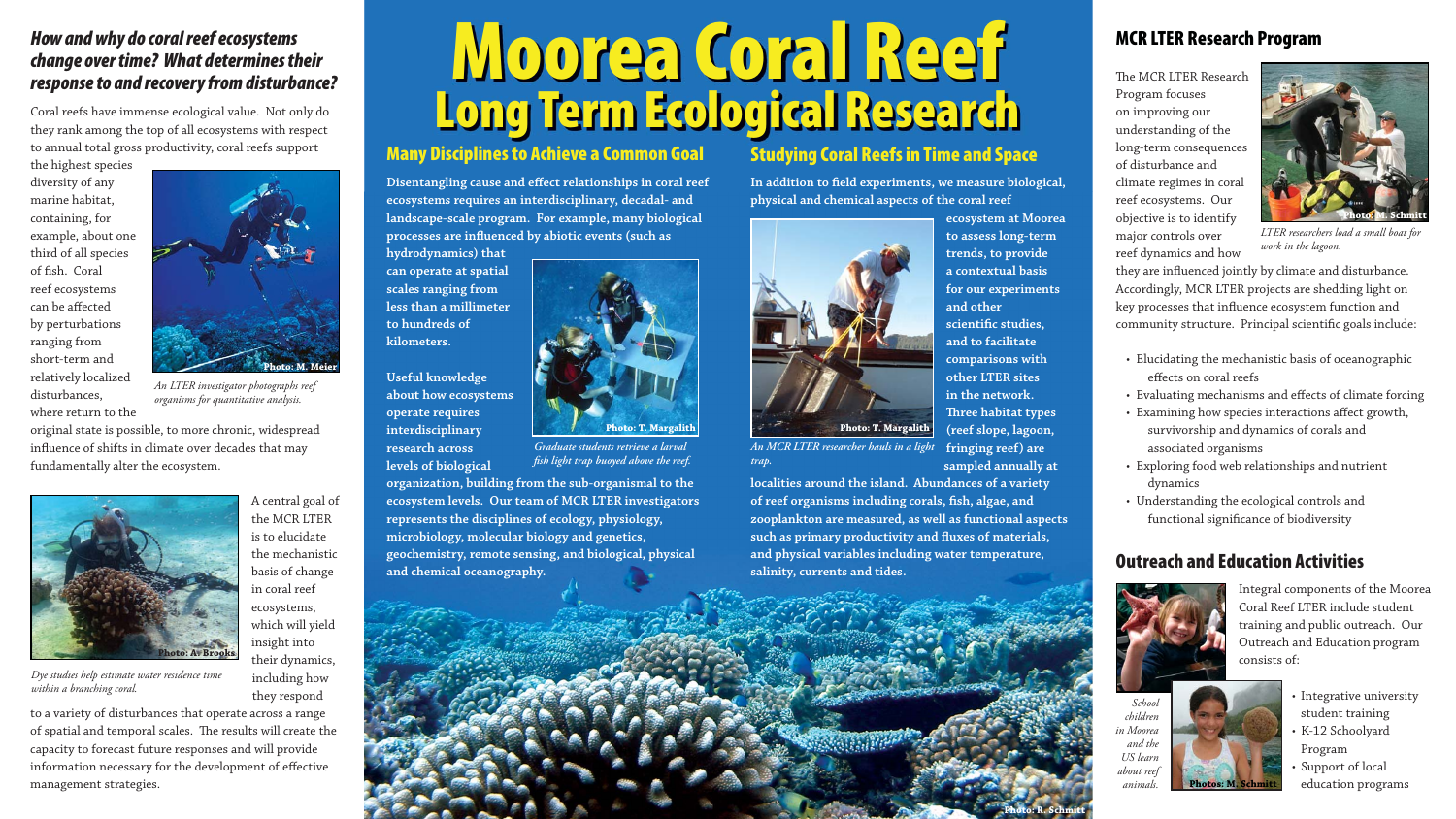// Reading order (multi-column merged): left column, center title, center-left column, center-right column, right column.

# Moorea Coral Reef

## Long Term Ecological Research

### *How and why do coral reef ecosystems change over time? What determines their response to and recovery from disturbance?*

Coral reefs have immense ecological value. Not only do they rank among the top of all ecosystems with respect to annual total gross productivity, coral reefs support the highest species diversity of any marine habitat, containing, for example, about one third of all species of fish. Coral reef ecosystems can be affected by perturbations ranging from short-term and relatively localized disturbances, where return to the original state is possible, to more chronic, widespread influence of shifts in climate over decades that may fundamentally alter the ecosystem.

Photo: M. Meier

*An LTER investigator photographs reef organisms for quantitative analysis.*

A central goal of the MCR LTER is to elucidate the mechanistic basis of change in coral reef ecosystems, which will yield insight into their dynamics, including how they respond to a variety of disturbances that operate across a range of spatial and temporal scales. The results will create the capacity to forecast future responses and will provide information necessary for the development of effective management strategies.

Photo: A. Brooks

*Dye studies help estimate water residence time within a branching coral.*

## Many Disciplines to Achieve a Common Goal

**Disentangling cause and effect relationships in coral reef ecosystems requires an interdisciplinary, decadal- and landscape-scale program. For example, many biological processes are influenced by abiotic events (such as hydrodynamics) that can operate at spatial scales ranging from less than a millimeter to hundreds of kilometers.**

**Useful knowledge about how ecosystems operate requires interdisciplinary research across levels of biological organization, building from the sub-organismal to the ecosystem levels. Our team of MCR LTER investigators represents the disciplines of ecology, physiology, microbiology, molecular biology and genetics, geochemistry, remote sensing, and biological, physical and chemical oceanography.**

Photo: T. Margalith

*Graduate students retrieve a larval fish light trap buoyed above the reef.*

## Studying Coral Reefs in Time and Space

**In addition to field experiments, we measure biological, physical and chemical aspects of the coral reef ecosystem at Moorea to assess long-term trends, to provide a contextual basis for our experiments and other scientific studies, and to facilitate comparisons with other LTER sites in the network. Three habitat types (reef slope, lagoon, fringing reef) are sampled annually at localities around the island. Abundances of a variety of reef organisms including corals, fish, algae, and zooplankton are measured, as well as functional aspects such as primary productivity and fluxes of materials, and physical variables including water temperature, salinity, currents and tides.**

Photo: T. Margalith

*An MCR LTER researcher hauls in a light trap.*

Photo: R. Schmitt

## MCR LTER Research Program

The MCR LTER Research Program focuses on improving our understanding of the long-term consequences of disturbance and climate regimes in coral reef ecosystems. Our objective is to identify major controls over reef dynamics and how they are influenced jointly by climate and disturbance. Accordingly, MCR LTER projects are shedding light on key processes that influence ecosystem function and community structure. Principal scientific goals include:

- Elucidating the mechanistic basis of oceanographic effects on coral reefs
- Evaluating mechanisms and effects of climate forcing
- Examining how species interactions affect growth, survivorship and dynamics of corals and associated organisms
- Exploring food web relationships and nutrient dynamics
- Understanding the ecological controls and functional significance of biodiversity

Photo: M. Schmitt

*LTER researchers load a small boat for work in the lagoon.*

## Outreach and Education Activities

Integral components of the Moorea Coral Reef LTER include student training and public outreach. Our Outreach and Education program consists of:

- Integrative university student training
- K-12 Schoolyard Program
- Support of local education programs

Photos: M. Schmitt

*School children in Moorea and the US learn about reef animals.*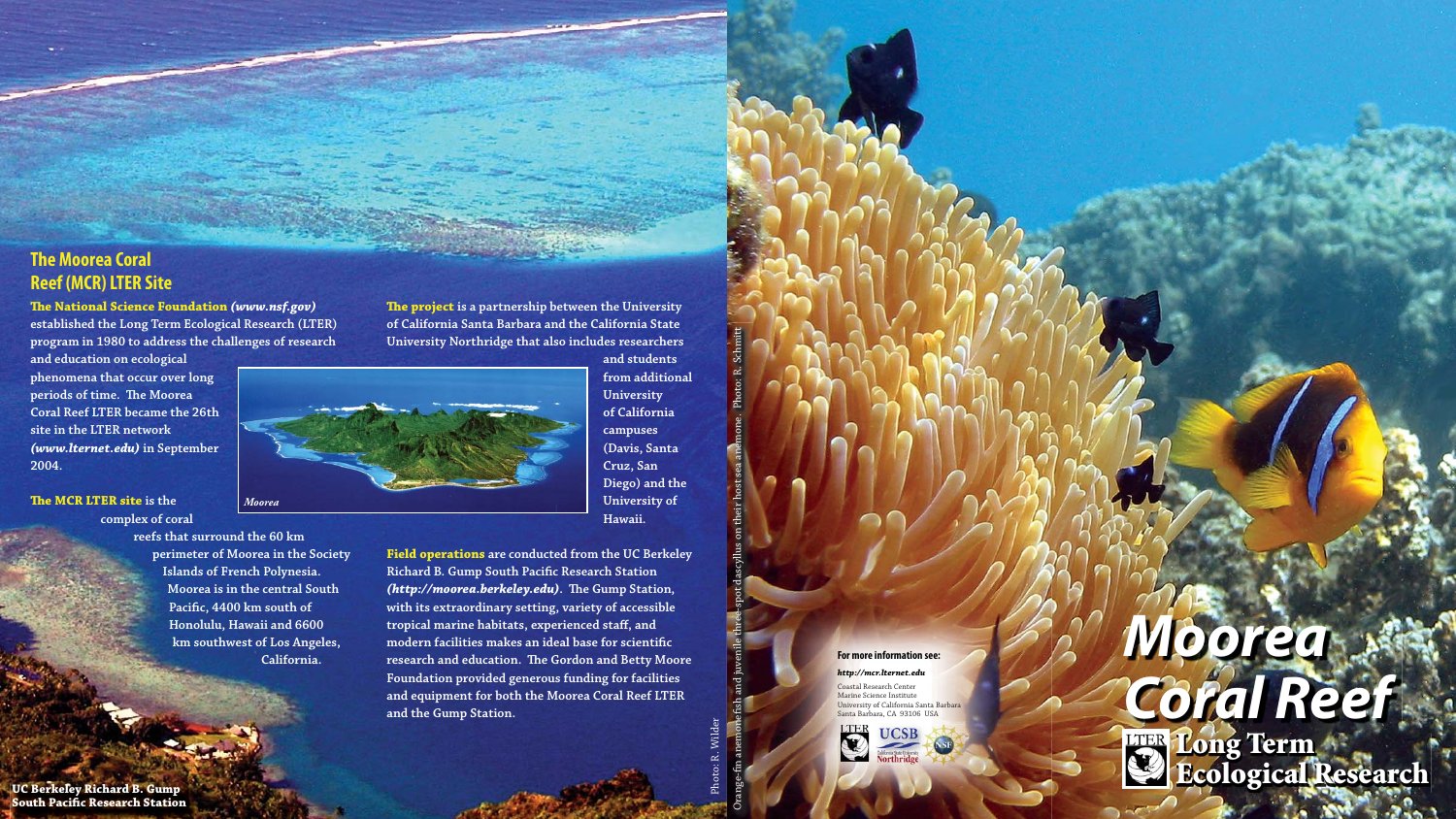## The Moorea Coral Reef (MCR) LTER Site

**The National Science Foundation** ***(www.nsf.gov)*** established the Long Term Ecological Research (LTER) program in 1980 to address the challenges of research and education on ecological phenomena that occur over long periods of time. The Moorea Coral Reef LTER became the 26th site in the LTER network ***(www.lternet.edu)*** in September 2004.

**The MCR LTER site** is the complex of coral reefs that surround the 60 km perimeter of Moorea in the Society Islands of French Polynesia. Moorea is in the central South Pacific, 4400 km south of Honolulu, Hawaii and 6600 km southwest of Los Angeles, California.

*Moorea*

**The project** is a partnership between the University of California Santa Barbara and the California State University Northridge that also includes researchers and students from additional University of California campuses (Davis, Santa Cruz, San Diego) and the University of Hawaii.

**Field operations** are conducted from the UC Berkeley Richard B. Gump South Pacific Research Station ***(http://moorea.berkeley.edu)***. The Gump Station, with its extraordinary setting, variety of accessible tropical marine habitats, experienced staff, and modern facilities makes an ideal base for scientific research and education. The Gordon and Betty Moore Foundation provided generous funding for facilities and equipment for both the Moorea Coral Reef LTER and the Gump Station.

**UC Berkeley Richard B. Gump South Pacific Research Station**

Photo: R. Wilder

Orange-fin anemonefish and juvenile three-spot dascyllus on their host sea anemone. Photo: R. Schmitt

**For more information see:**

***http://mcr.lternet.edu***

Coastal Research Center
Marine Science Institute
University of California Santa Barbara
Santa Barbara, CA 93106 USA

LTER UCSB California State University Northridge NSF

# Moorea Coral Reef

## LTER Long Term Ecological Research